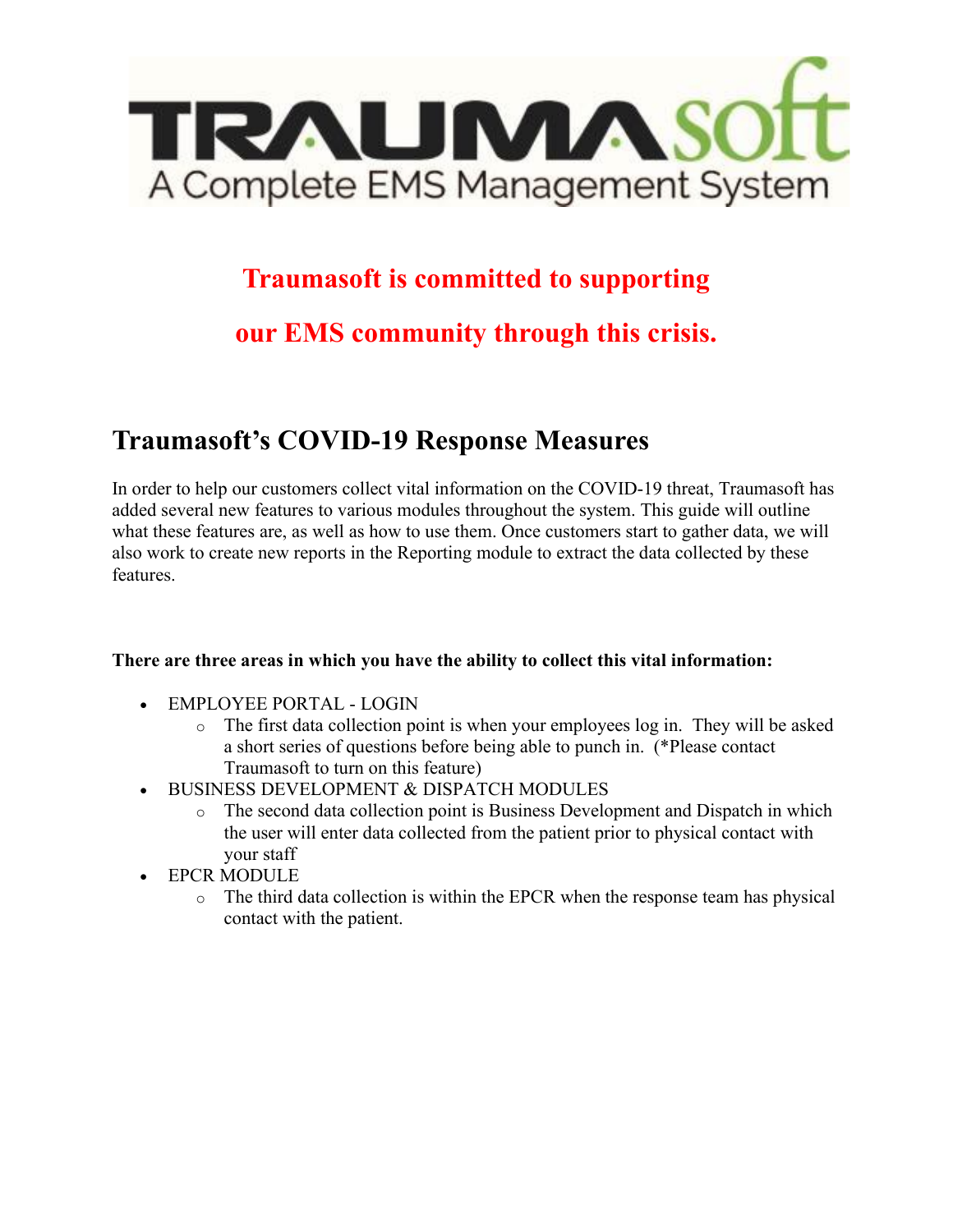TRAUMAsoft

A Complete EMS Management System

**Traumasoft is committed to supporting**

**our EMS community through this crisis.**

## Traumasoft's COVID-19 Response Measures

In order to help our customers collect vital information on the COVID-19 threat, Traumasoft has added several new features to various modules throughout the system. This guide will outline what these features are, as well as how to use them. Once customers start to gather data, we will also work to create new reports in the Reporting module to extract the data collected by these features.

**There are three areas in which you have the ability to collect this vital information:**

- EMPLOYEE PORTAL - LOGIN
  - The first data collection point is when your employees log in. They will be asked a short series of questions before being able to punch in. (*Please contact Traumasoft to turn on this feature)
- BUSINESS DEVELOPMENT & DISPATCH MODULES
  - The second data collection point is Business Development and Dispatch in which the user will enter data collected from the patient prior to physical contact with your staff
- EPCR MODULE
  - The third data collection is within the EPCR when the response team has physical contact with the patient.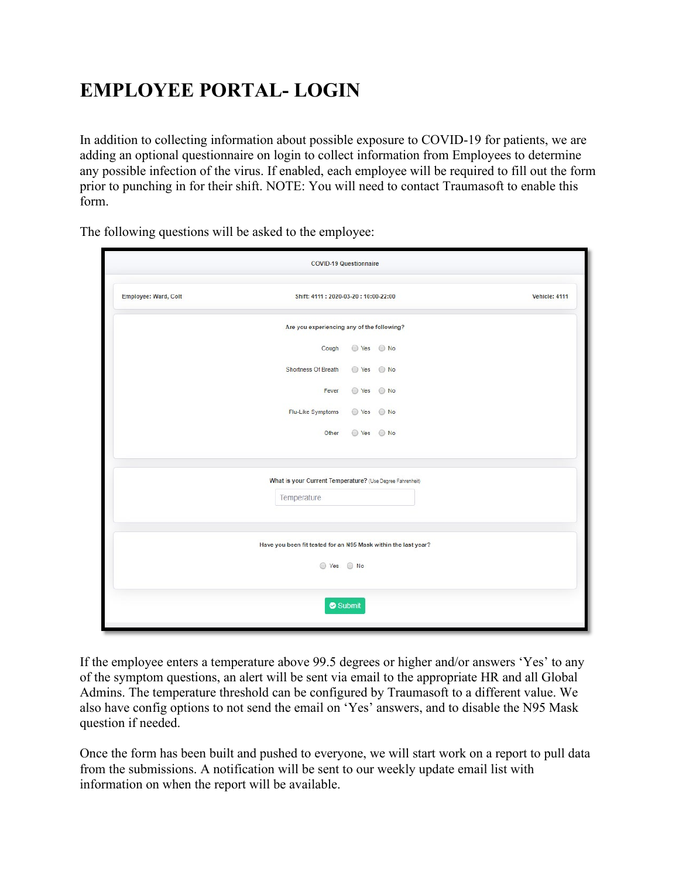# EMPLOYEE PORTAL- LOGIN

In addition to collecting information about possible exposure to COVID-19 for patients, we are adding an optional questionnaire on login to collect information from Employees to determine any possible infection of the virus. If enabled, each employee will be required to fill out the form prior to punching in for their shift. NOTE: You will need to contact Traumasoft to enable this form.

The following questions will be asked to the employee:

COVID-19 Questionnaire

Employee: Ward, Colt | Shift: 4111 : 2020-03-20 : 10:00-22:00 | Vehicle: 4111

Are you experiencing any of the following?

| | | |
|---|---|---|
| Cough | Yes | No |
| Shortness Of Breath | Yes | No |
| Fever | Yes | No |
| Flu-Like Symptoms | Yes | No |
| Other | Yes | No |

What is your Current Temperature? (Use Degree Fahrenheit)

Temperature

Have you been fit tested for an N95 Mask within the last year?

Yes No

Submit

If the employee enters a temperature above 99.5 degrees or higher and/or answers 'Yes' to any of the symptom questions, an alert will be sent via email to the appropriate HR and all Global Admins. The temperature threshold can be configured by Traumasoft to a different value. We also have config options to not send the email on 'Yes' answers, and to disable the N95 Mask question if needed.

Once the form has been built and pushed to everyone, we will start work on a report to pull data from the submissions. A notification will be sent to our weekly update email list with information on when the report will be available.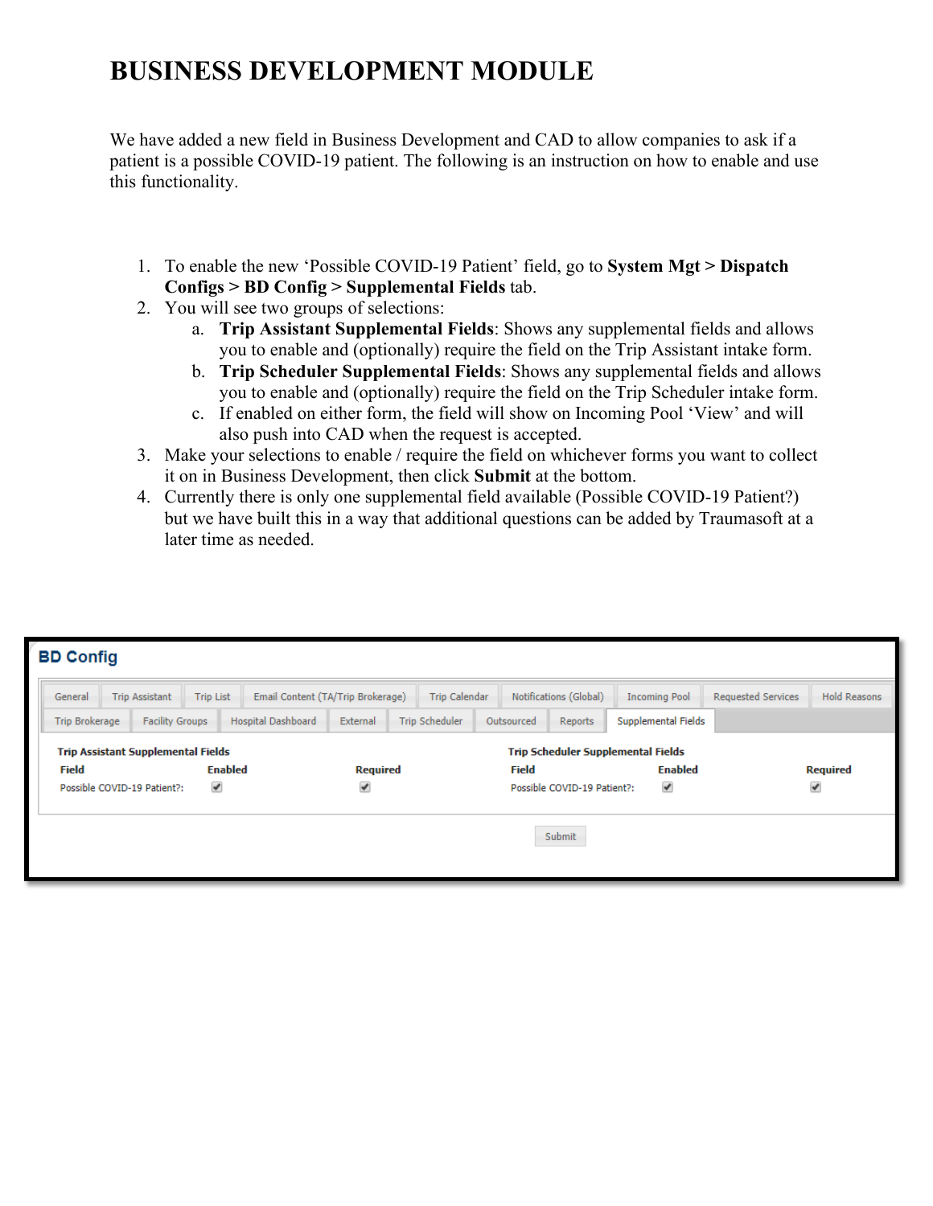# BUSINESS DEVELOPMENT MODULE

We have added a new field in Business Development and CAD to allow companies to ask if a patient is a possible COVID-19 patient. The following is an instruction on how to enable and use this functionality.

1. To enable the new 'Possible COVID-19 Patient' field, go to **System Mgt > Dispatch Configs > BD Config > Supplemental Fields** tab.
2. You will see two groups of selections:
   a. **Trip Assistant Supplemental Fields**: Shows any supplemental fields and allows you to enable and (optionally) require the field on the Trip Assistant intake form.
   b. **Trip Scheduler Supplemental Fields**: Shows any supplemental fields and allows you to enable and (optionally) require the field on the Trip Scheduler intake form.
   c. If enabled on either form, the field will show on Incoming Pool 'View' and will also push into CAD when the request is accepted.
3. Make your selections to enable / require the field on whichever forms you want to collect it on in Business Development, then click **Submit** at the bottom.
4. Currently there is only one supplemental field available (Possible COVID-19 Patient?) but we have built this in a way that additional questions can be added by Traumasoft at a later time as needed.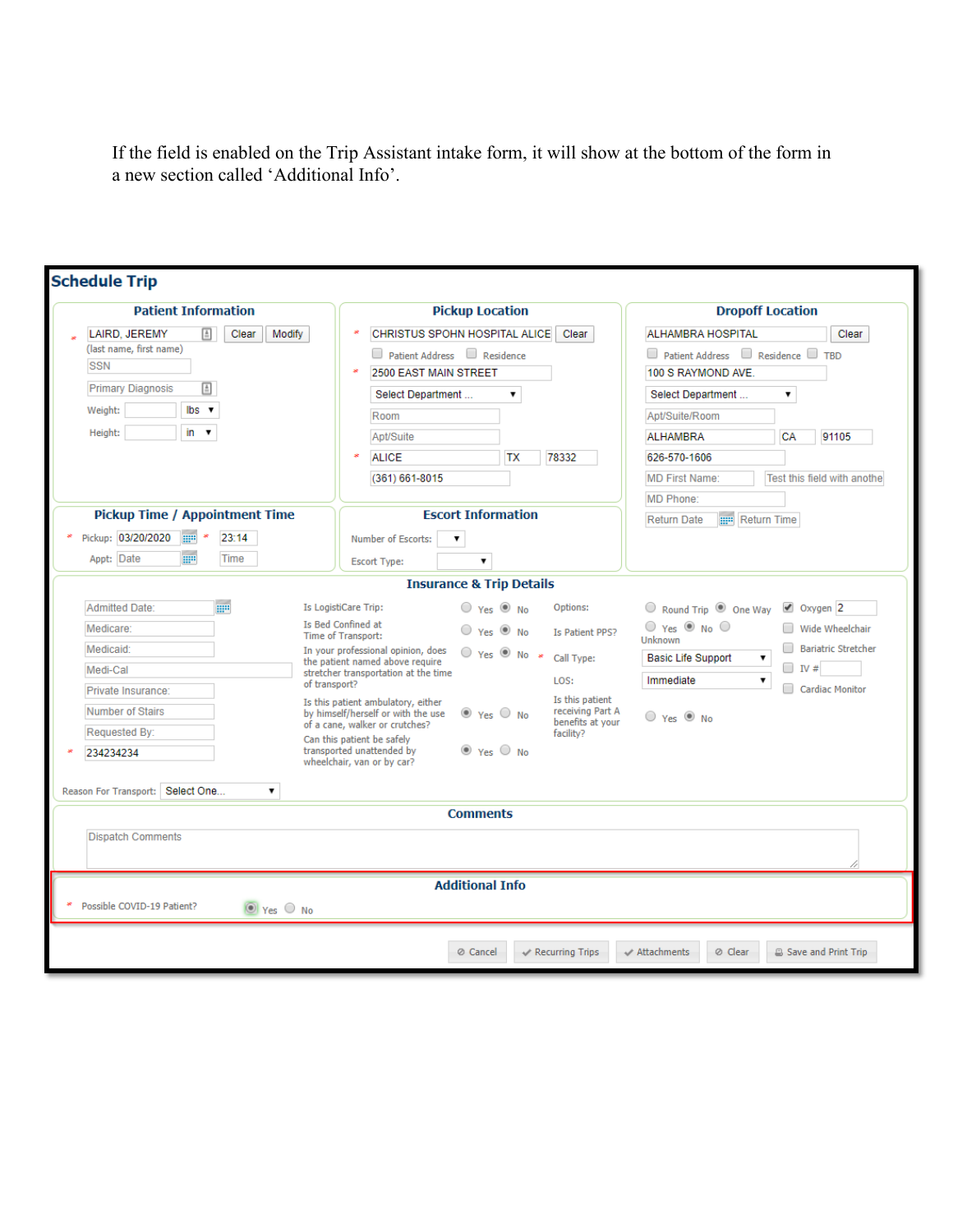If the field is enabled on the Trip Assistant intake form, it will show at the bottom of the form in a new section called 'Additional Info'.

## Schedule Trip

### Patient Information

* LAIRD, JEREMY [Clear] [Modify]
(last name, first name)
SSN
Primary Diagnosis
Weight: lbs
Height: in

### Pickup Location

* CHRISTUS SPOHN HOSPITAL ALICE [Clear]
Patient Address / Residence
* 2500 EAST MAIN STREET
Select Department ...
Room
Apt/Suite
* ALICE TX 78332
(361) 661-8015

### Dropoff Location

ALHAMBRA HOSPITAL [Clear]
Patient Address / Residence / TBD
100 S RAYMOND AVE.
Select Department ...
Apt/Suite/Room
ALHAMBRA CA 91105
626-570-1606
MD First Name: Test this field with anothe
MD Phone:
Return Date / Return Time

### Pickup Time / Appointment Time

* Pickup: 03/20/2020 * 23:14
Appt: Date Time

### Escort Information

Number of Escorts:
Escort Type:

### Insurance & Trip Details

Admitted Date:
Medicare:
Medicaid:
Medi-Cal
Private Insurance:
Number of Stairs
Requested By:
* 234234234

Is LogistiCare Trip: Yes / No
Is Bed Confined at Time of Transport: Yes / No
In your professional opinion, does the patient named above require stretcher transportation at the time of transport? Yes / No
Is this patient ambulatory, either by himself/herself or with the use of a cane, walker or crutches? Yes / No
Can this patient be safely transported unattended by wheelchair, van or by car? Yes / No

Options: Round Trip / One Way
Is Patient PPS? Yes / No / Unknown
* Call Type: Basic Life Support
LOS: Immediate
Is this patient receiving Part A benefits at your facility? Yes / No

Oxygen 2
Wide Wheelchair
Bariatric Stretcher
IV #
Cardiac Monitor

Reason For Transport: Select One...

### Comments

Dispatch Comments

### Additional Info

* Possible COVID-19 Patient? Yes / No

[Cancel] [Recurring Trips] [Attachments] [Clear] [Save and Print Trip]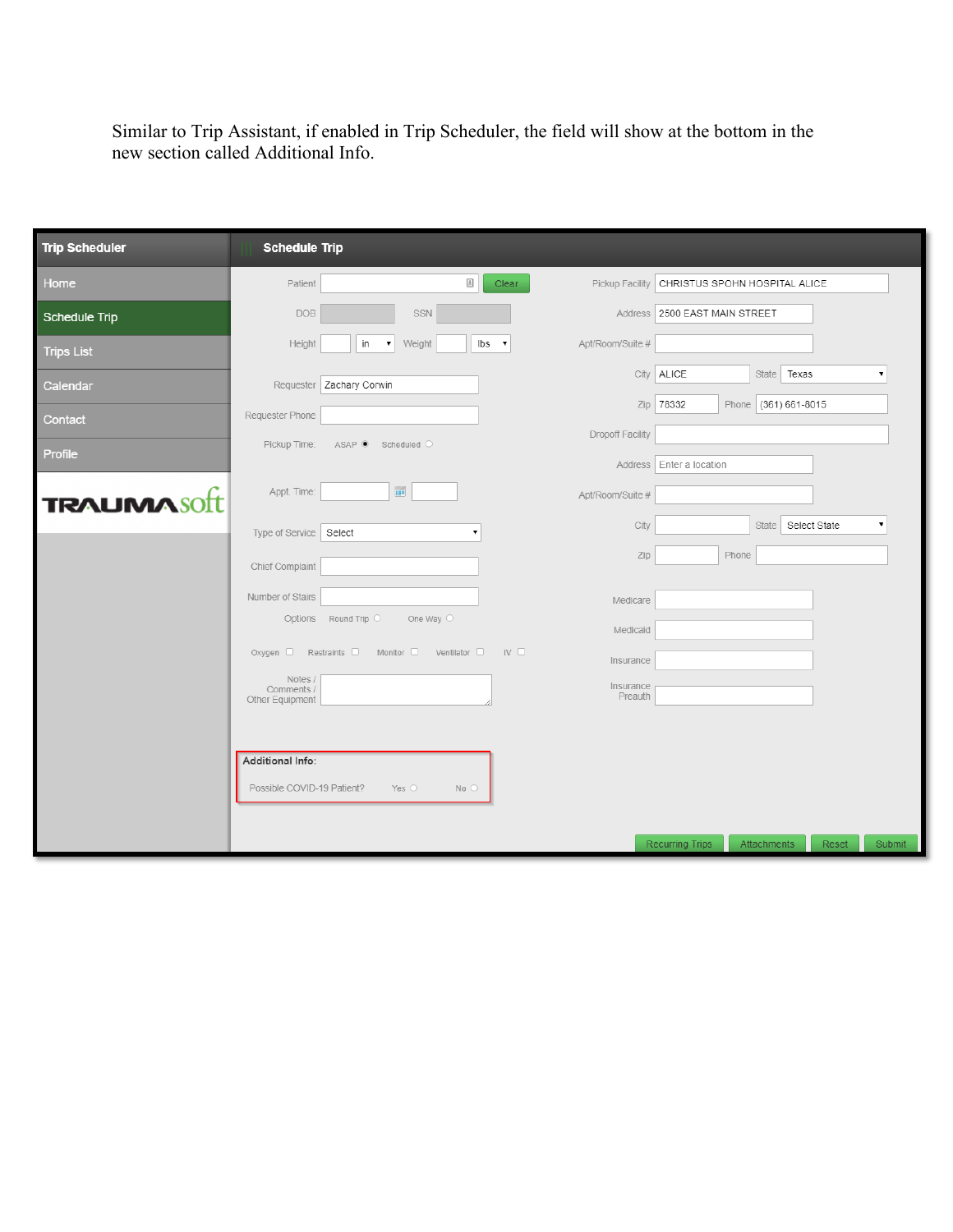Similar to Trip Assistant, if enabled in Trip Scheduler, the field will show at the bottom in the new section called Additional Info.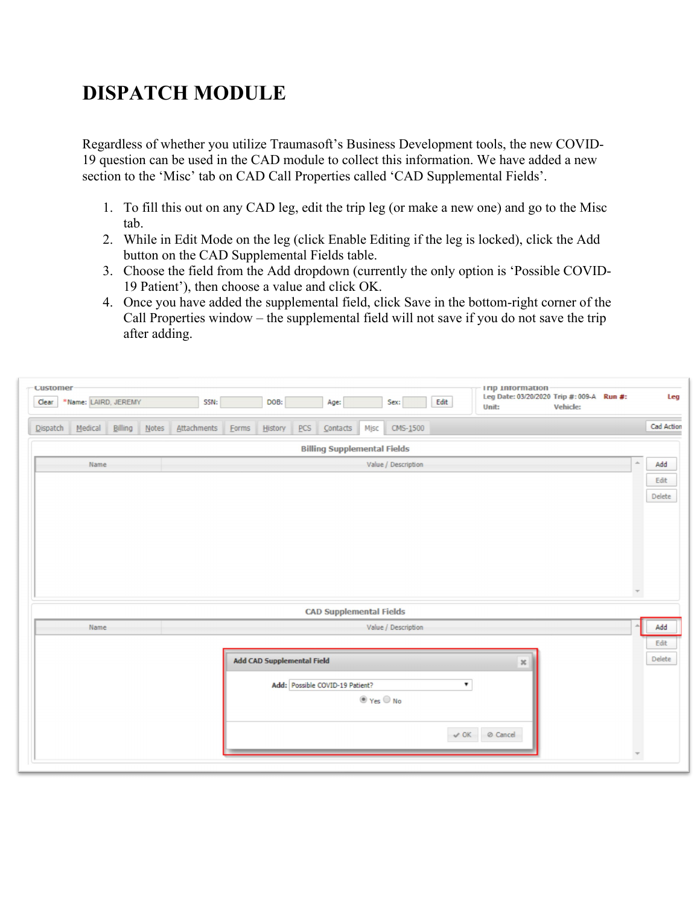# DISPATCH MODULE

Regardless of whether you utilize Traumasoft's Business Development tools, the new COVID-19 question can be used in the CAD module to collect this information. We have added a new section to the 'Misc' tab on CAD Call Properties called 'CAD Supplemental Fields'.

1. To fill this out on any CAD leg, edit the trip leg (or make a new one) and go to the Misc tab.
2. While in Edit Mode on the leg (click Enable Editing if the leg is locked), click the Add button on the CAD Supplemental Fields table.
3. Choose the field from the Add dropdown (currently the only option is 'Possible COVID-19 Patient'), then choose a value and click OK.
4. Once you have added the supplemental field, click Save in the bottom-right corner of the Call Properties window – the supplemental field will not save if you do not save the trip after adding.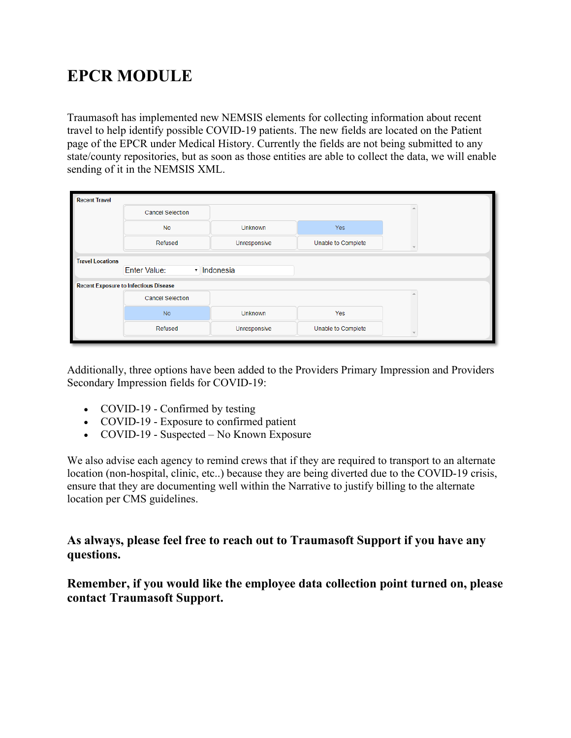# EPCR MODULE

Traumasoft has implemented new NEMSIS elements for collecting information about recent travel to help identify possible COVID-19 patients. The new fields are located on the Patient page of the EPCR under Medical History. Currently the fields are not being submitted to any state/county repositories, but as soon as those entities are able to collect the data, we will enable sending of it in the NEMSIS XML.

Recent Travel

Cancel Selection

No | Unknown | Yes

Refused | Unresponsive | Unable to Complete

Travel Locations

Enter Value: | Indonesia

Recent Exposure to Infectious Disease

Cancel Selection

No | Unknown | Yes

Refused | Unresponsive | Unable to Complete

Additionally, three options have been added to the Providers Primary Impression and Providers Secondary Impression fields for COVID-19:

- COVID-19 - Confirmed by testing
- COVID-19 - Exposure to confirmed patient
- COVID-19 - Suspected – No Known Exposure

We also advise each agency to remind crews that if they are required to transport to an alternate location (non-hospital, clinic, etc..) because they are being diverted due to the COVID-19 crisis, ensure that they are documenting well within the Narrative to justify billing to the alternate location per CMS guidelines.

**As always, please feel free to reach out to Traumasoft Support if you have any questions.**

**Remember, if you would like the employee data collection point turned on, please contact Traumasoft Support.**